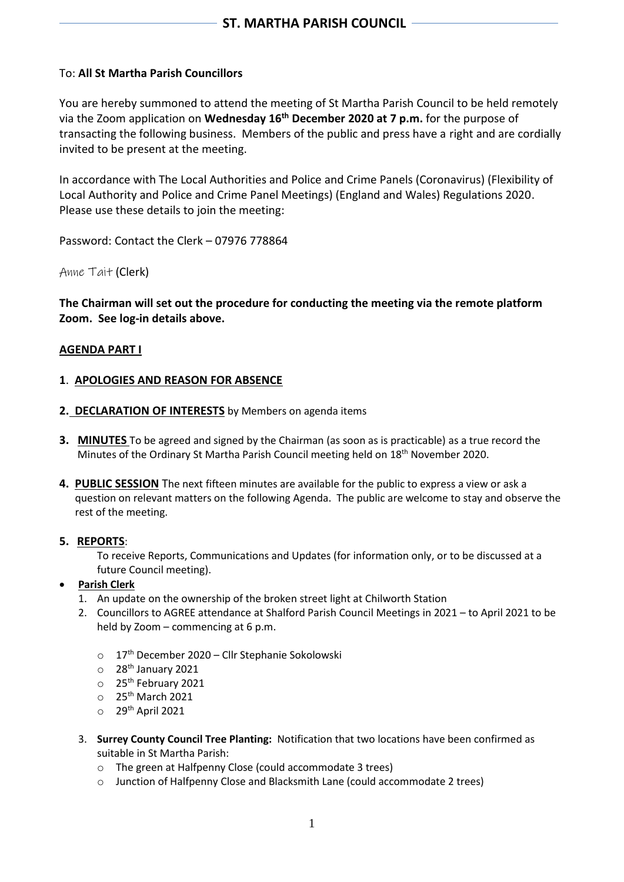# ST. MARTHA PARISH COUNCIL

To: **All St Martha Parish Councillors**

You are hereby summoned to attend the meeting of St Martha Parish Council to be held remotely via the Zoom application on **Wednesday 16th December 2020 at 7 p.m.** for the purpose of transacting the following business. Members of the public and press have a right and are cordially invited to be present at the meeting.

In accordance with The Local Authorities and Police and Crime Panels (Coronavirus) (Flexibility of Local Authority and Police and Crime Panel Meetings) (England and Wales) Regulations 2020. Please use these details to join the meeting:

Password: Contact the Clerk – 07976 778864

Anne Tait (Clerk)

**The Chairman will set out the procedure for conducting the meeting via the remote platform Zoom. See log-in details above.**

## AGENDA PART I

**1**. **APOLOGIES AND REASON FOR ABSENCE**

**2. DECLARATION OF INTERESTS** by Members on agenda items

**3. MINUTES** To be agreed and signed by the Chairman (as soon as is practicable) as a true record the Minutes of the Ordinary St Martha Parish Council meeting held on 18th November 2020.

**4. PUBLIC SESSION** The next fifteen minutes are available for the public to express a view or ask a question on relevant matters on the following Agenda. The public are welcome to stay and observe the rest of the meeting.

**5. REPORTS**:

To receive Reports, Communications and Updates (for information only, or to be discussed at a future Council meeting).

- **Parish Clerk**
  1. An update on the ownership of the broken street light at Chilworth Station
  2. Councillors to AGREE attendance at Shalford Parish Council Meetings in 2021 – to April 2021 to be held by Zoom – commencing at 6 p.m.
     - 17th December 2020 – Cllr Stephanie Sokolowski
     - 28th January 2021
     - 25th February 2021
     - 25th March 2021
     - 29th April 2021
  3. **Surrey County Council Tree Planting:** Notification that two locations have been confirmed as suitable in St Martha Parish:
     - The green at Halfpenny Close (could accommodate 3 trees)
     - Junction of Halfpenny Close and Blacksmith Lane (could accommodate 2 trees)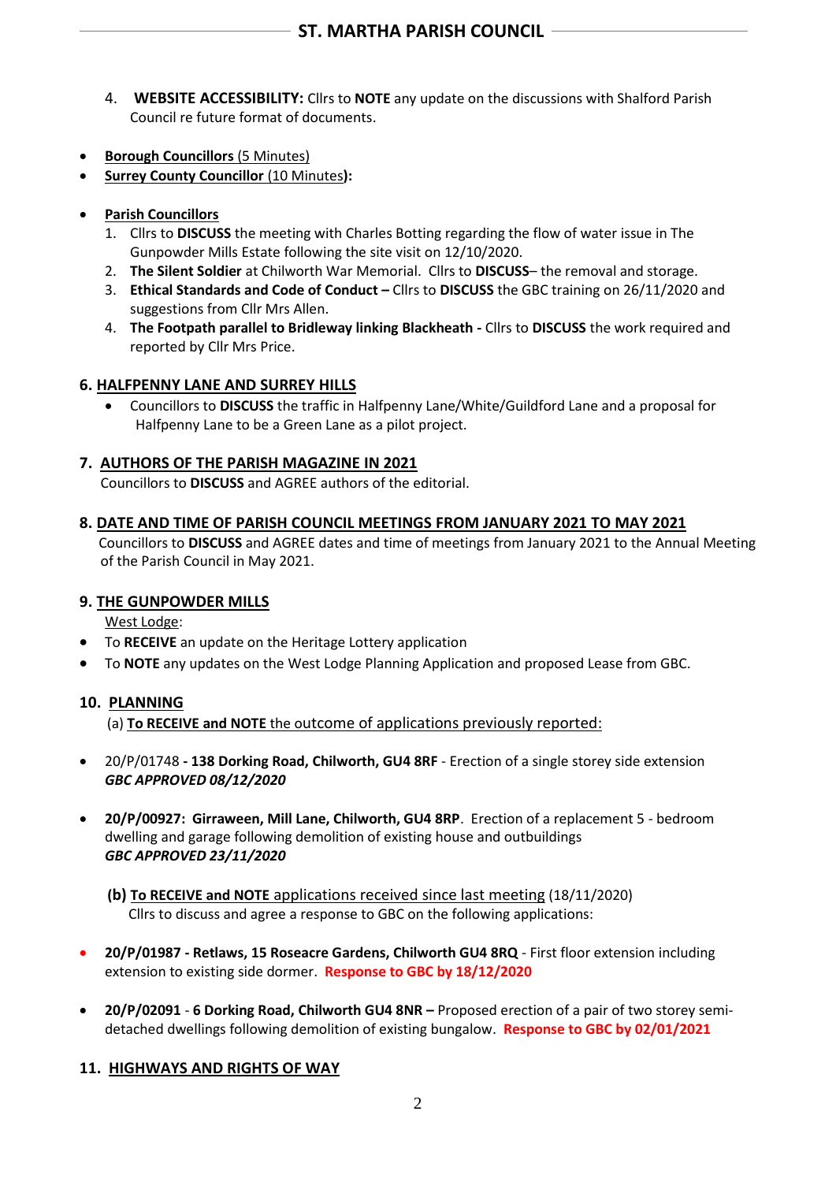4. **WEBSITE ACCESSIBILITY:** Cllrs to **NOTE** any update on the discussions with Shalford Parish Council re future format of documents.

- **Borough Councillors** (5 Minutes)
- **Surrey County Councillor** (10 Minutes)**:**

- **Parish Councillors**
  1. Cllrs to **DISCUSS** the meeting with Charles Botting regarding the flow of water issue in The Gunpowder Mills Estate following the site visit on 12/10/2020.
  2. **The Silent Soldier** at Chilworth War Memorial. Cllrs to **DISCUSS**– the removal and storage.
  3. **Ethical Standards and Code of Conduct –** Cllrs to **DISCUSS** the GBC training on 26/11/2020 and suggestions from Cllr Mrs Allen.
  4. **The Footpath parallel to Bridleway linking Blackheath -** Cllrs to **DISCUSS** the work required and reported by Cllr Mrs Price.

## 6. HALFPENNY LANE AND SURREY HILLS

- Councillors to **DISCUSS** the traffic in Halfpenny Lane/White/Guildford Lane and a proposal for Halfpenny Lane to be a Green Lane as a pilot project.

## 7. AUTHORS OF THE PARISH MAGAZINE IN 2021

Councillors to **DISCUSS** and AGREE authors of the editorial.

## 8. DATE AND TIME OF PARISH COUNCIL MEETINGS FROM JANUARY 2021 TO MAY 2021

Councillors to **DISCUSS** and AGREE dates and time of meetings from January 2021 to the Annual Meeting of the Parish Council in May 2021.

## 9. THE GUNPOWDER MILLS

West Lodge:

- To **RECEIVE** an update on the Heritage Lottery application
- To **NOTE** any updates on the West Lodge Planning Application and proposed Lease from GBC.

## 10. PLANNING

(a) **To RECEIVE and NOTE** the outcome of applications previously reported:

- 20/P/01748 **- 138 Dorking Road, Chilworth, GU4 8RF** - Erection of a single storey side extension
  ***GBC APPROVED 08/12/2020***

- **20/P/00927: Girraween, Mill Lane, Chilworth, GU4 8RP**. Erection of a replacement 5 - bedroom dwelling and garage following demolition of existing house and outbuildings
  ***GBC APPROVED 23/11/2020***

**(b) To RECEIVE and NOTE** applications received since last meeting (18/11/2020)
Cllrs to discuss and agree a response to GBC on the following applications:

- **20/P/01987 - Retlaws, 15 Roseacre Gardens, Chilworth GU4 8RQ** - First floor extension including extension to existing side dormer. **Response to GBC by 18/12/2020**

- **20/P/02091** - **6 Dorking Road, Chilworth GU4 8NR –** Proposed erection of a pair of two storey semi-detached dwellings following demolition of existing bungalow. **Response to GBC by 02/01/2021**

## 11. HIGHWAYS AND RIGHTS OF WAY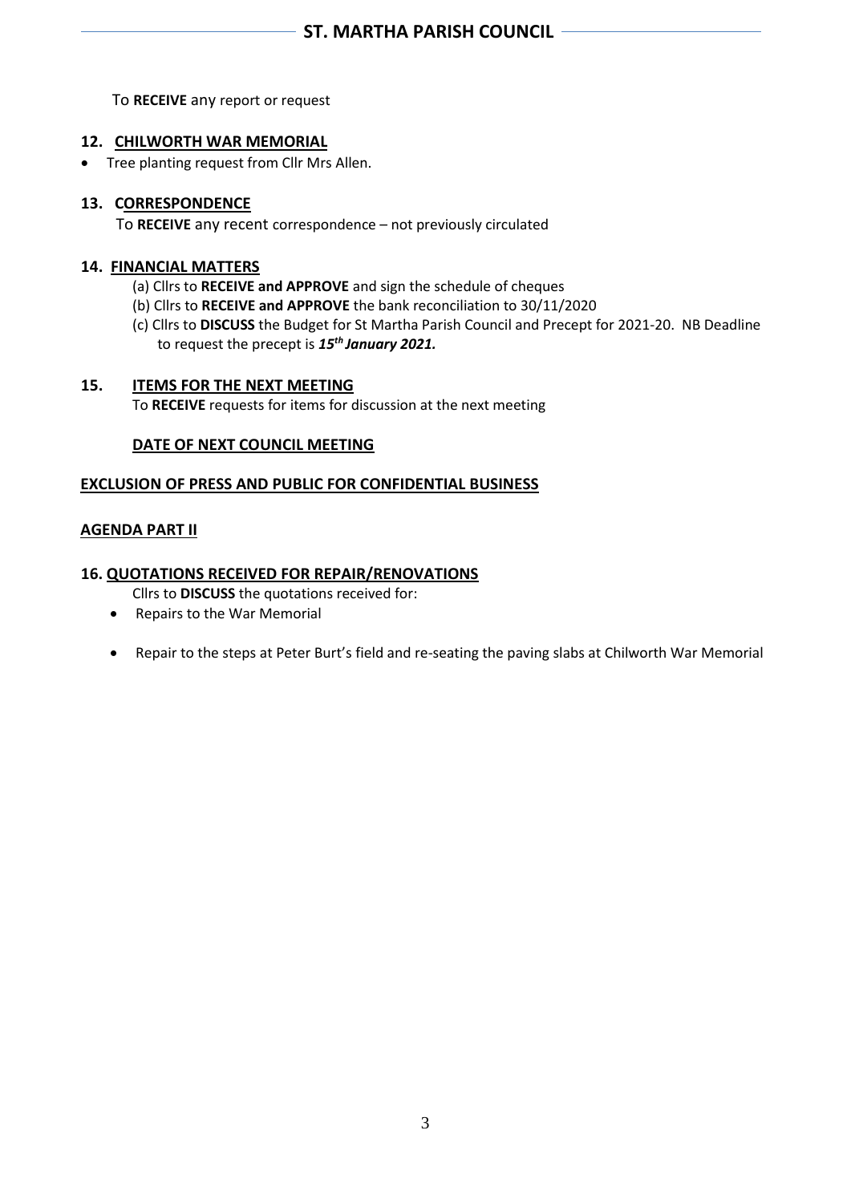To **RECEIVE** any report or request

## 12. CHILWORTH WAR MEMORIAL

- Tree planting request from Cllr Mrs Allen.

## 13. CORRESPONDENCE

To **RECEIVE** any recent correspondence – not previously circulated

## 14. FINANCIAL MATTERS

(a) Cllrs to **RECEIVE and APPROVE** and sign the schedule of cheques

(b) Cllrs to **RECEIVE and APPROVE** the bank reconciliation to 30/11/2020

(c) Cllrs to **DISCUSS** the Budget for St Martha Parish Council and Precept for 2021-20. NB Deadline to request the precept is ***15th January 2021.***

## 15. ITEMS FOR THE NEXT MEETING

To **RECEIVE** requests for items for discussion at the next meeting

### DATE OF NEXT COUNCIL MEETING

## EXCLUSION OF PRESS AND PUBLIC FOR CONFIDENTIAL BUSINESS

## AGENDA PART II

## 16. QUOTATIONS RECEIVED FOR REPAIR/RENOVATIONS

Cllrs to **DISCUSS** the quotations received for:

- Repairs to the War Memorial
- Repair to the steps at Peter Burt's field and re-seating the paving slabs at Chilworth War Memorial